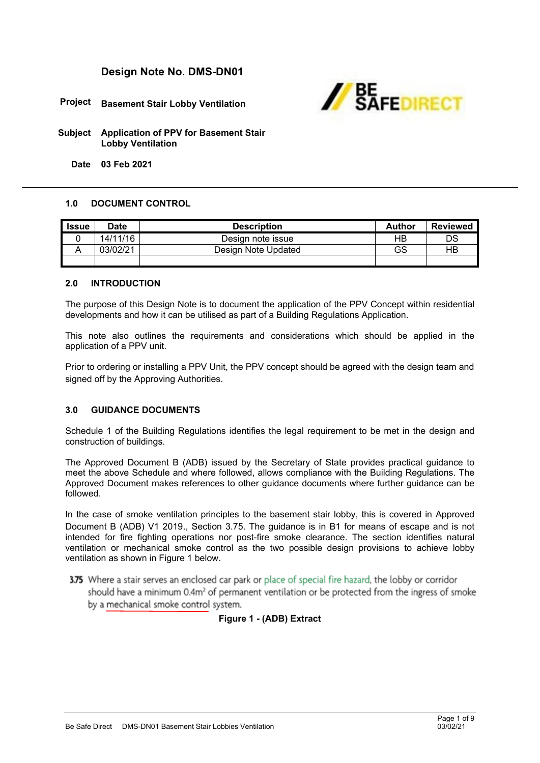# Design Note No. DMS-DN01

**Project** **Basement Stair Lobby Ventilation**

**Subject** **Application of PPV for Basement Stair Lobby Ventilation**

**Date** **03 Feb 2021**

## 1.0 DOCUMENT CONTROL

| Issue | Date | Description | Author | Reviewed |
|---|---|---|---|---|
| 0 | 14/11/16 | Design note issue | HB | DS |
| A | 03/02/21 | Design Note Updated | GS | HB |
| | | | | |

## 2.0 INTRODUCTION

The purpose of this Design Note is to document the application of the PPV Concept within residential developments and how it can be utilised as part of a Building Regulations Application.

This note also outlines the requirements and considerations which should be applied in the application of a PPV unit.

Prior to ordering or installing a PPV Unit, the PPV concept should be agreed with the design team and signed off by the Approving Authorities.

## 3.0 GUIDANCE DOCUMENTS

Schedule 1 of the Building Regulations identifies the legal requirement to be met in the design and construction of buildings.

The Approved Document B (ADB) issued by the Secretary of State provides practical guidance to meet the above Schedule and where followed, allows compliance with the Building Regulations. The Approved Document makes references to other guidance documents where further guidance can be followed.

In the case of smoke ventilation principles to the basement stair lobby, this is covered in Approved Document B (ADB) V1 2019., Section 3.75. The guidance is in B1 for means of escape and is not intended for fire fighting operations nor post-fire smoke clearance. The section identifies natural ventilation or mechanical smoke control as the two possible design provisions to achieve lobby ventilation as shown in Figure 1 below.

> **3.75** Where a stair serves an enclosed car park or place of special fire hazard, the lobby or corridor should have a minimum $0.4m^2$ of permanent ventilation or be protected from the ingress of smoke by a mechanical smoke control system.

**Figure 1 - (ADB) Extract**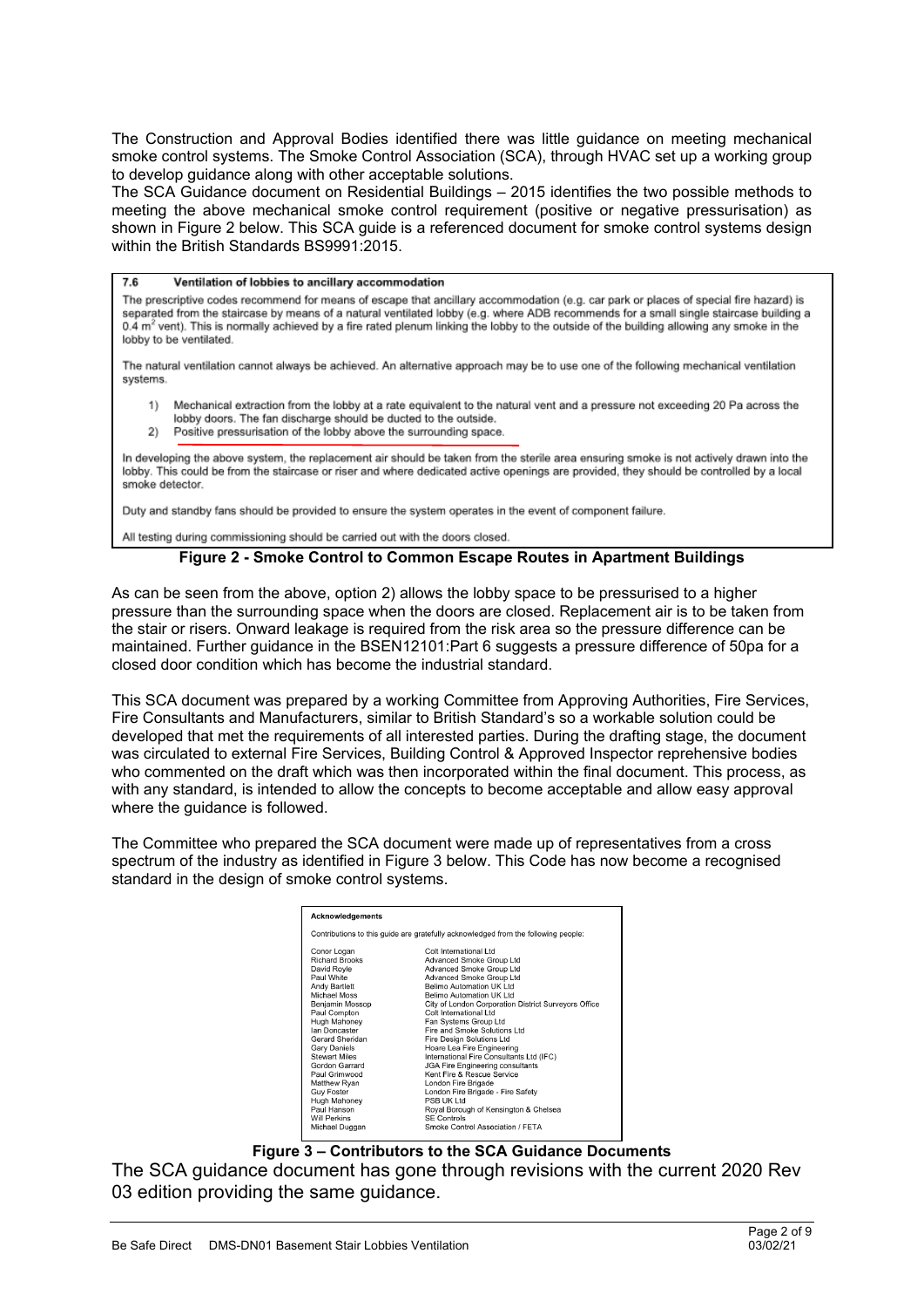The Construction and Approval Bodies identified there was little guidance on meeting mechanical smoke control systems. The Smoke Control Association (SCA), through HVAC set up a working group to develop guidance along with other acceptable solutions.

The SCA Guidance document on Residential Buildings – 2015 identifies the two possible methods to meeting the above mechanical smoke control requirement (positive or negative pressurisation) as shown in Figure 2 below. This SCA guide is a referenced document for smoke control systems design within the British Standards BS9991:2015.

> **7.6 Ventilation of lobbies to ancillary accommodation**
>
> The prescriptive codes recommend for means of escape that ancillary accommodation (e.g. car park or places of special fire hazard) is separated from the staircase by means of a natural ventilated lobby (e.g. where ADB recommends for a small single staircase building a 0.4 $m^2$ vent). This is normally achieved by a fire rated plenum linking the lobby to the outside of the building allowing any smoke in the lobby to be ventilated.
>
> The natural ventilation cannot always be achieved. An alternative approach may be to use one of the following mechanical ventilation systems.
>
> 1) Mechanical extraction from the lobby at a rate equivalent to the natural vent and a pressure not exceeding 20 Pa across the lobby doors. The fan discharge should be ducted to the outside.
> 2) Positive pressurisation of the lobby above the surrounding space.
>
> In developing the above system, the replacement air should be taken from the sterile area ensuring smoke is not actively drawn into the lobby. This could be from the staircase or riser and where dedicated active openings are provided, they should be controlled by a local smoke detector.
>
> Duty and standby fans should be provided to ensure the system operates in the event of component failure.
>
> All testing during commissioning should be carried out with the doors closed.

**Figure 2 - Smoke Control to Common Escape Routes in Apartment Buildings**

As can be seen from the above, option 2) allows the lobby space to be pressurised to a higher pressure than the surrounding space when the doors are closed. Replacement air is to be taken from the stair or risers. Onward leakage is required from the risk area so the pressure difference can be maintained. Further guidance in the BSEN12101:Part 6 suggests a pressure difference of 50pa for a closed door condition which has become the industrial standard.

This SCA document was prepared by a working Committee from Approving Authorities, Fire Services, Fire Consultants and Manufacturers, similar to British Standard's so a workable solution could be developed that met the requirements of all interested parties. During the drafting stage, the document was circulated to external Fire Services, Building Control & Approved Inspector reprehensive bodies who commented on the draft which was then incorporated within the final document. This process, as with any standard, is intended to allow the concepts to become acceptable and allow easy approval where the guidance is followed.

The Committee who prepared the SCA document were made up of representatives from a cross spectrum of the industry as identified in Figure 3 below. This Code has now become a recognised standard in the design of smoke control systems.

**Acknowledgements**

Contributions to this guide are gratefully acknowledged from the following people:

| Name | Organisation |
|---|---|
| Conor Logan | Colt International Ltd |
| Richard Brooks | Advanced Smoke Group Ltd |
| David Royle | Advanced Smoke Group Ltd |
| Paul White | Advanced Smoke Group Ltd |
| Andy Bartlett | Belimo Automation UK Ltd |
| Michael Moss | Belimo Automation UK Ltd |
| Benjamin Mossop | City of London Corporation District Surveyors Office |
| Paul Compton | Colt International Ltd |
| Hugh Mahoney | Fan Systems Group Ltd |
| Ian Doncaster | Fire and Smoke Solutions Ltd |
| Gerard Sheridan | Fire Design Solutions Ltd |
| Gary Daniels | Hoare Lea Fire Engineering |
| Stewart Miles | International Fire Consultants Ltd (IFC) |
| Gordon Garrard | JGA Fire Engineering consultants |
| Paul Grimwood | Kent Fire & Rescue Service |
| Matthew Ryan | London Fire Brigade |
| Guy Foster | London Fire Brigade - Fire Safety |
| Hugh Mahoney | PSB UK Ltd |
| Paul Hanson | Royal Borough of Kensington & Chelsea |
| Will Perkins | SE Controls |
| Michael Duggan | Smoke Control Association / FETA |

**Figure 3 – Contributors to the SCA Guidance Documents**

The SCA guidance document has gone through revisions with the current 2020 Rev 03 edition providing the same guidance.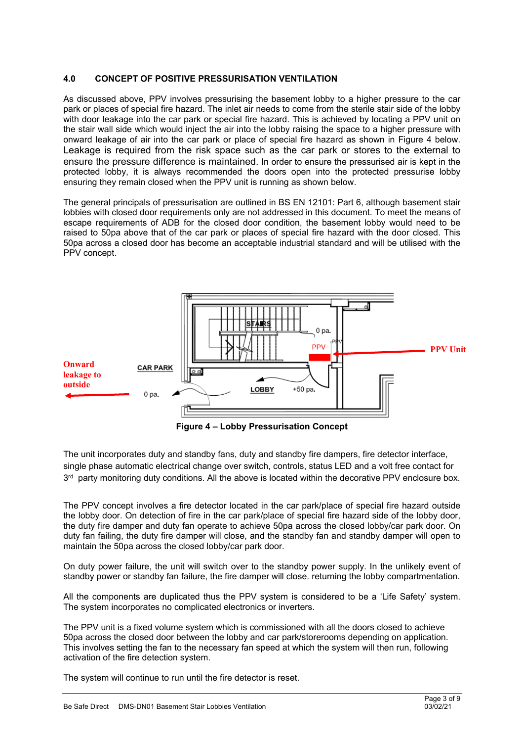## 4.0 CONCEPT OF POSITIVE PRESSURISATION VENTILATION

As discussed above, PPV involves pressurising the basement lobby to a higher pressure to the car park or places of special fire hazard. The inlet air needs to come from the sterile stair side of the lobby with door leakage into the car park or special fire hazard. This is achieved by locating a PPV unit on the stair wall side which would inject the air into the lobby raising the space to a higher pressure with onward leakage of air into the car park or place of special fire hazard as shown in Figure 4 below. Leakage is required from the risk space such as the car park or stores to the external to ensure the pressure difference is maintained. In order to ensure the pressurised air is kept in the protected lobby, it is always recommended the doors open into the protected pressurise lobby ensuring they remain closed when the PPV unit is running as shown below.

The general principals of pressurisation are outlined in BS EN 12101: Part 6, although basement stair lobbies with closed door requirements only are not addressed in this document. To meet the means of escape requirements of ADB for the closed door condition, the basement lobby would need to be raised to 50pa above that of the car park or places of special fire hazard with the door closed. This 50pa across a closed door has become an acceptable industrial standard and will be utilised with the PPV concept.

**Figure 4 – Lobby Pressurisation Concept**

The unit incorporates duty and standby fans, duty and standby fire dampers, fire detector interface, single phase automatic electrical change over switch, controls, status LED and a volt free contact for 3rd party monitoring duty conditions. All the above is located within the decorative PPV enclosure box.

The PPV concept involves a fire detector located in the car park/place of special fire hazard outside the lobby door. On detection of fire in the car park/place of special fire hazard side of the lobby door, the duty fire damper and duty fan operate to achieve 50pa across the closed lobby/car park door. On duty fan failing, the duty fire damper will close, and the standby fan and standby damper will open to maintain the 50pa across the closed lobby/car park door.

On duty power failure, the unit will switch over to the standby power supply. In the unlikely event of standby power or standby fan failure, the fire damper will close. returning the lobby compartmentation.

All the components are duplicated thus the PPV system is considered to be a 'Life Safety' system. The system incorporates no complicated electronics or inverters.

The PPV unit is a fixed volume system which is commissioned with all the doors closed to achieve 50pa across the closed door between the lobby and car park/storerooms depending on application. This involves setting the fan to the necessary fan speed at which the system will then run, following activation of the fire detection system.

The system will continue to run until the fire detector is reset.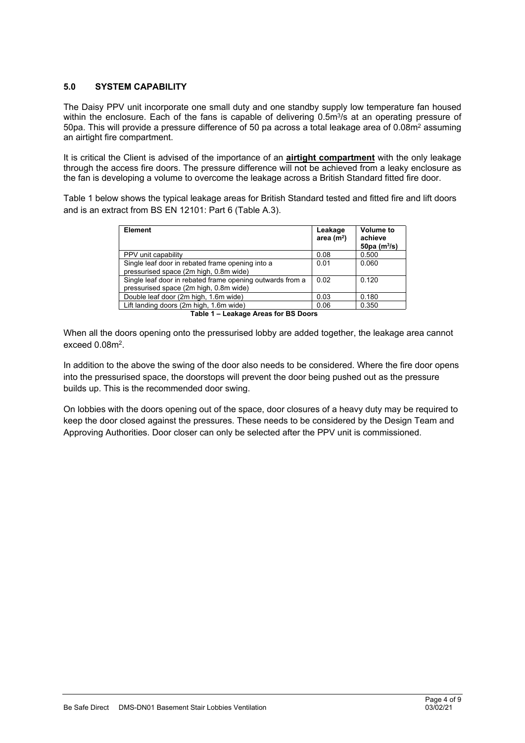## 5.0 SYSTEM CAPABILITY

The Daisy PPV unit incorporate one small duty and one standby supply low temperature fan housed within the enclosure. Each of the fans is capable of delivering $0.5m^3/s$ at an operating pressure of 50pa. This will provide a pressure difference of 50 pa across a total leakage area of $0.08m^2$ assuming an airtight fire compartment.

It is critical the Client is advised of the importance of an **airtight compartment** with the only leakage through the access fire doors. The pressure difference will not be achieved from a leaky enclosure as the fan is developing a volume to overcome the leakage across a British Standard fitted fire door.

Table 1 below shows the typical leakage areas for British Standard tested and fitted fire and lift doors and is an extract from BS EN 12101: Part 6 (Table A.3).

| Element | Leakage area ($m^2$) | Volume to achieve 50pa ($m^3/s$) |
|---|---|---|
| PPV unit capability | 0.08 | 0.500 |
| Single leaf door in rebated frame opening into a pressurised space (2m high, 0.8m wide) | 0.01 | 0.060 |
| Single leaf door in rebated frame opening outwards from a pressurised space (2m high, 0.8m wide) | 0.02 | 0.120 |
| Double leaf door (2m high, 1.6m wide) | 0.03 | 0.180 |
| Lift landing doors (2m high, 1.6m wide) | 0.06 | 0.350 |

**Table 1 – Leakage Areas for BS Doors**

When all the doors opening onto the pressurised lobby are added together, the leakage area cannot exceed $0.08m^2$.

In addition to the above the swing of the door also needs to be considered. Where the fire door opens into the pressurised space, the doorstops will prevent the door being pushed out as the pressure builds up. This is the recommended door swing.

On lobbies with the doors opening out of the space, door closures of a heavy duty may be required to keep the door closed against the pressures. These needs to be considered by the Design Team and Approving Authorities. Door closer can only be selected after the PPV unit is commissioned.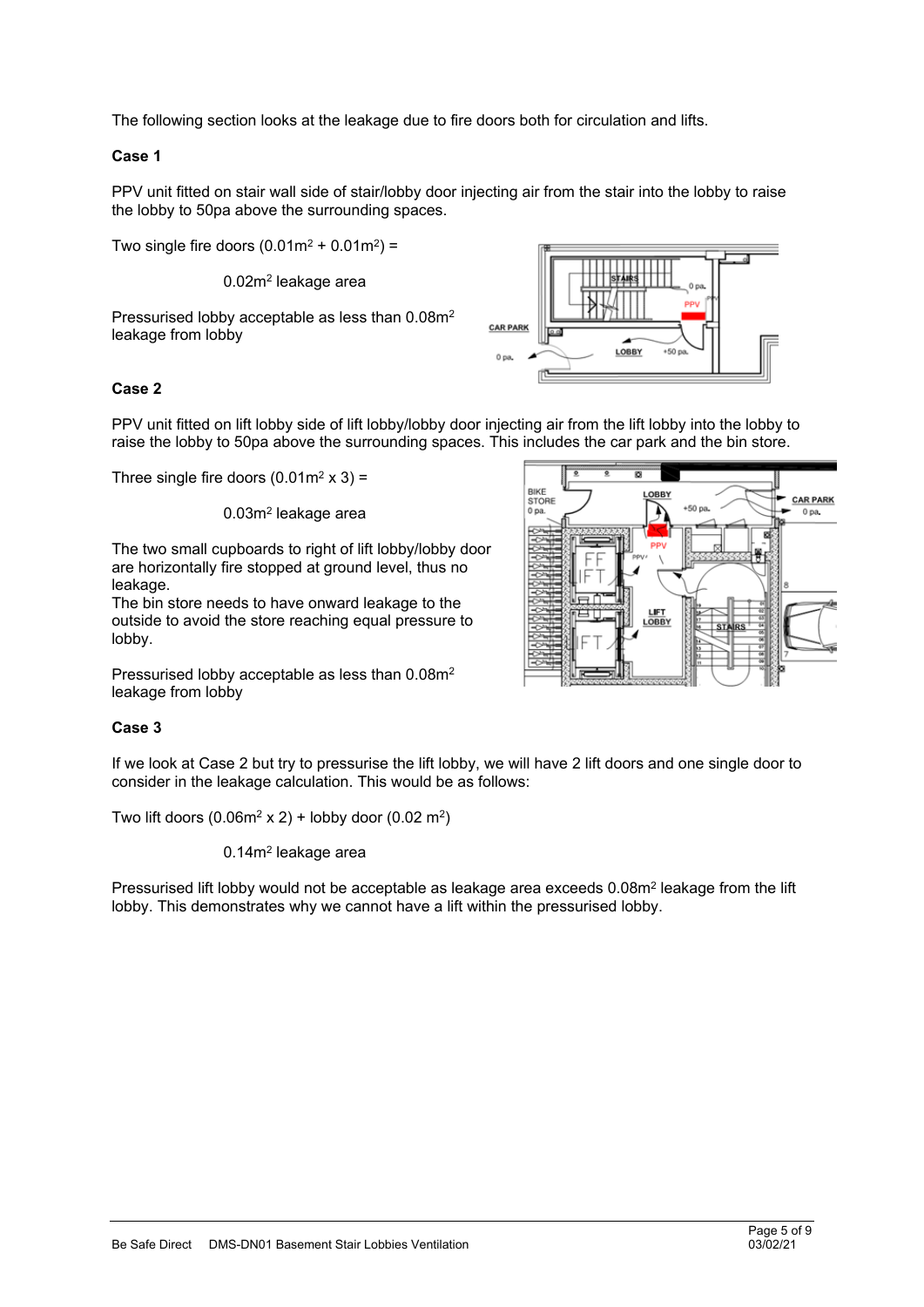The following section looks at the leakage due to fire doors both for circulation and lifts.

**Case 1**

PPV unit fitted on stair wall side of stair/lobby door injecting air from the stair into the lobby to raise the lobby to 50pa above the surrounding spaces.

Two single fire doors ($0.01m^2 + 0.01m^2$) =

$0.02m^2$ leakage area

Pressurised lobby acceptable as less than $0.08m^2$ leakage from lobby

**Case 2**

PPV unit fitted on lift lobby side of lift lobby/lobby door injecting air from the lift lobby into the lobby to raise the lobby to 50pa above the surrounding spaces. This includes the car park and the bin store.

Three single fire doors ($0.01m^2 \times 3$) =

$0.03m^2$ leakage area

The two small cupboards to right of lift lobby/lobby door are horizontally fire stopped at ground level, thus no leakage.
The bin store needs to have onward leakage to the outside to avoid the store reaching equal pressure to lobby.

Pressurised lobby acceptable as less than $0.08m^2$ leakage from lobby

**Case 3**

If we look at Case 2 but try to pressurise the lift lobby, we will have 2 lift doors and one single door to consider in the leakage calculation. This would be as follows:

Two lift doors ($0.06m^2 \times 2$) + lobby door ($0.02\ m^2$)

$0.14m^2$ leakage area

Pressurised lift lobby would not be acceptable as leakage area exceeds $0.08m^2$ leakage from the lift lobby. This demonstrates why we cannot have a lift within the pressurised lobby.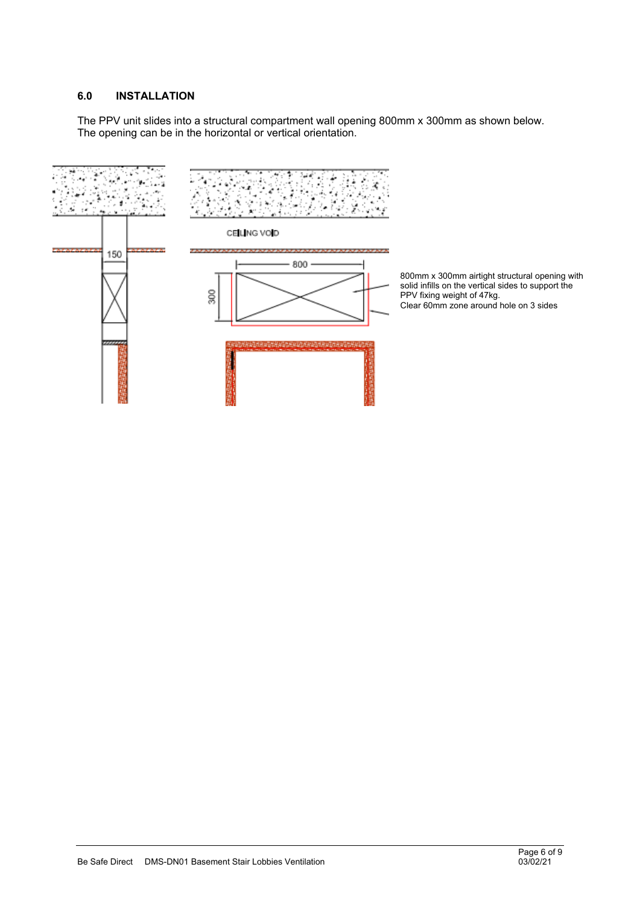## 6.0 INSTALLATION

The PPV unit slides into a structural compartment wall opening 800mm x 300mm as shown below. The opening can be in the horizontal or vertical orientation.

800mm x 300mm airtight structural opening with solid infills on the vertical sides to support the PPV fixing weight of 47kg.
Clear 60mm zone around hole on 3 sides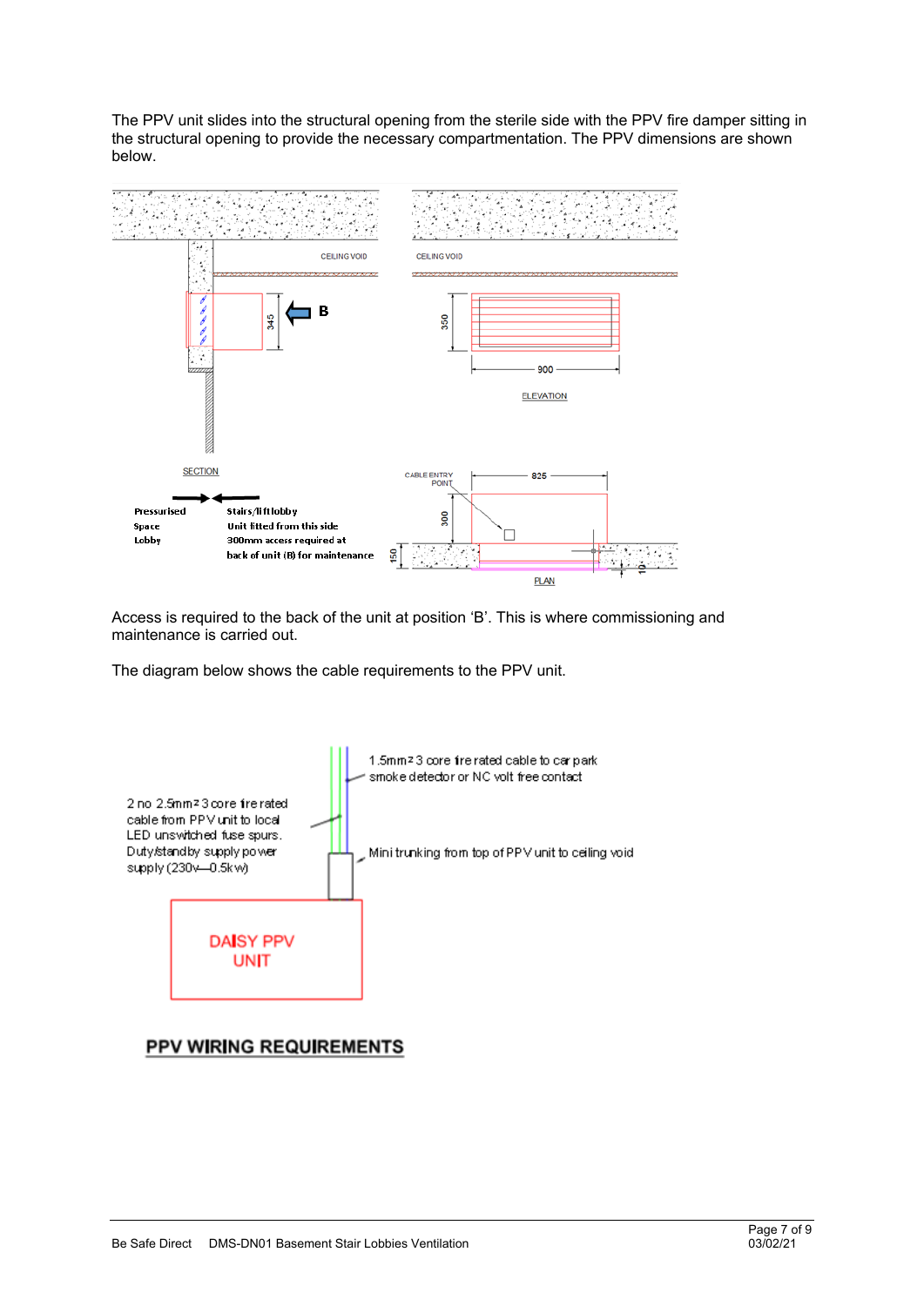The PPV unit slides into the structural opening from the sterile side with the PPV fire damper sitting in the structural opening to provide the necessary compartmentation. The PPV dimensions are shown below.

CEILING VOID

345

B

SECTION

Pressurised Space Lobby

Stairs/lift lobby
Unit fitted from this side
300mm access required at back of unit (B) for maintenance

CEILING VOID

350

900

ELEVATION

CABLE ENTRY POINT

825

300

150

10

PLAN

Access is required to the back of the unit at position 'B'. This is where commissioning and maintenance is carried out.

The diagram below shows the cable requirements to the PPV unit.

1.5mm² 3 core fire rated cable to car park smoke detector or NC volt free contact

2 no 2.5mm² 3 core fire rated cable from PPV unit to local LED unswitched fuse spurs. Duty/standby supply power supply (230v—0.5kw)

Mini trunking from top of PPV unit to ceiling void

DAISY PPV UNIT

**PPV WIRING REQUIREMENTS**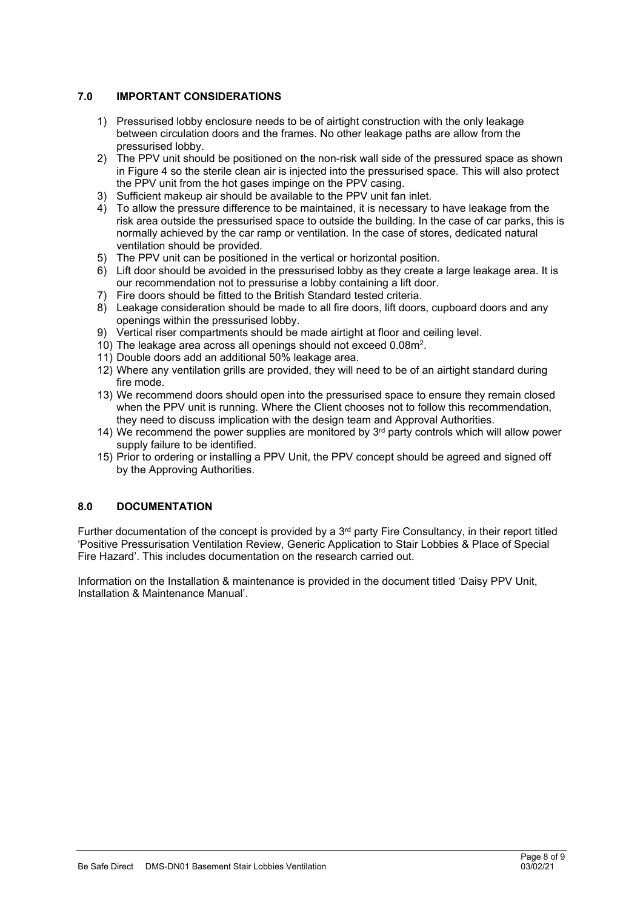## 7.0 IMPORTANT CONSIDERATIONS

1) Pressurised lobby enclosure needs to be of airtight construction with the only leakage between circulation doors and the frames. No other leakage paths are allow from the pressurised lobby.
2) The PPV unit should be positioned on the non-risk wall side of the pressured space as shown in Figure 4 so the sterile clean air is injected into the pressurised space. This will also protect the PPV unit from the hot gases impinge on the PPV casing.
3) Sufficient makeup air should be available to the PPV unit fan inlet.
4) To allow the pressure difference to be maintained, it is necessary to have leakage from the risk area outside the pressurised space to outside the building. In the case of car parks, this is normally achieved by the car ramp or ventilation. In the case of stores, dedicated natural ventilation should be provided.
5) The PPV unit can be positioned in the vertical or horizontal position.
6) Lift door should be avoided in the pressurised lobby as they create a large leakage area. It is our recommendation not to pressurise a lobby containing a lift door.
7) Fire doors should be fitted to the British Standard tested criteria.
8) Leakage consideration should be made to all fire doors, lift doors, cupboard doors and any openings within the pressurised lobby.
9) Vertical riser compartments should be made airtight at floor and ceiling level.
10) The leakage area across all openings should not exceed $0.08m^2$.
11) Double doors add an additional 50% leakage area.
12) Where any ventilation grills are provided, they will need to be of an airtight standard during fire mode.
13) We recommend doors should open into the pressurised space to ensure they remain closed when the PPV unit is running. Where the Client chooses not to follow this recommendation, they need to discuss implication with the design team and Approval Authorities.
14) We recommend the power supplies are monitored by 3rd party controls which will allow power supply failure to be identified.
15) Prior to ordering or installing a PPV Unit, the PPV concept should be agreed and signed off by the Approving Authorities.

## 8.0 DOCUMENTATION

Further documentation of the concept is provided by a 3rd party Fire Consultancy, in their report titled 'Positive Pressurisation Ventilation Review, Generic Application to Stair Lobbies & Place of Special Fire Hazard'. This includes documentation on the research carried out.

Information on the Installation & maintenance is provided in the document titled 'Daisy PPV Unit, Installation & Maintenance Manual'.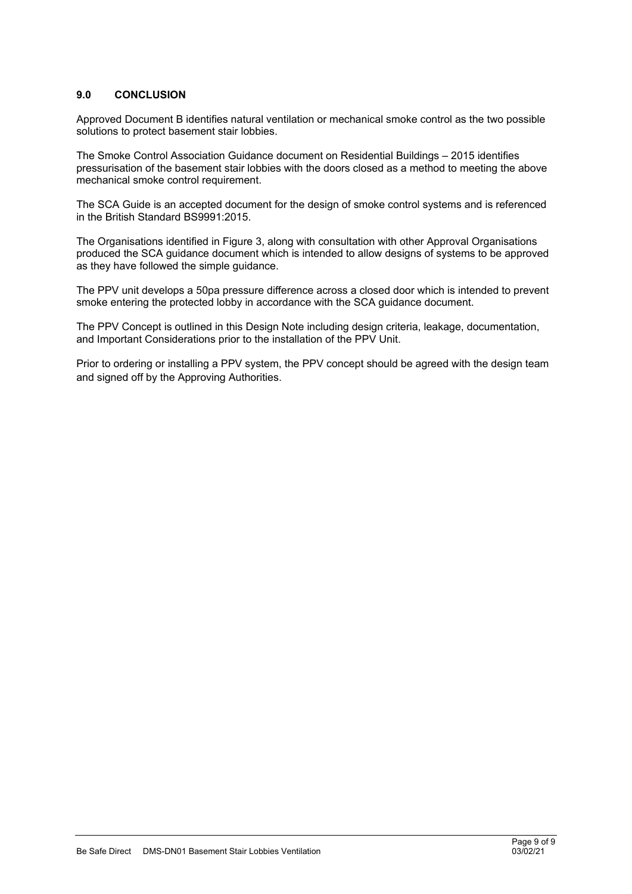## 9.0 CONCLUSION

Approved Document B identifies natural ventilation or mechanical smoke control as the two possible solutions to protect basement stair lobbies.

The Smoke Control Association Guidance document on Residential Buildings – 2015 identifies pressurisation of the basement stair lobbies with the doors closed as a method to meeting the above mechanical smoke control requirement.

The SCA Guide is an accepted document for the design of smoke control systems and is referenced in the British Standard BS9991:2015.

The Organisations identified in Figure 3, along with consultation with other Approval Organisations produced the SCA guidance document which is intended to allow designs of systems to be approved as they have followed the simple guidance.

The PPV unit develops a 50pa pressure difference across a closed door which is intended to prevent smoke entering the protected lobby in accordance with the SCA guidance document.

The PPV Concept is outlined in this Design Note including design criteria, leakage, documentation, and Important Considerations prior to the installation of the PPV Unit.

Prior to ordering or installing a PPV system, the PPV concept should be agreed with the design team and signed off by the Approving Authorities.